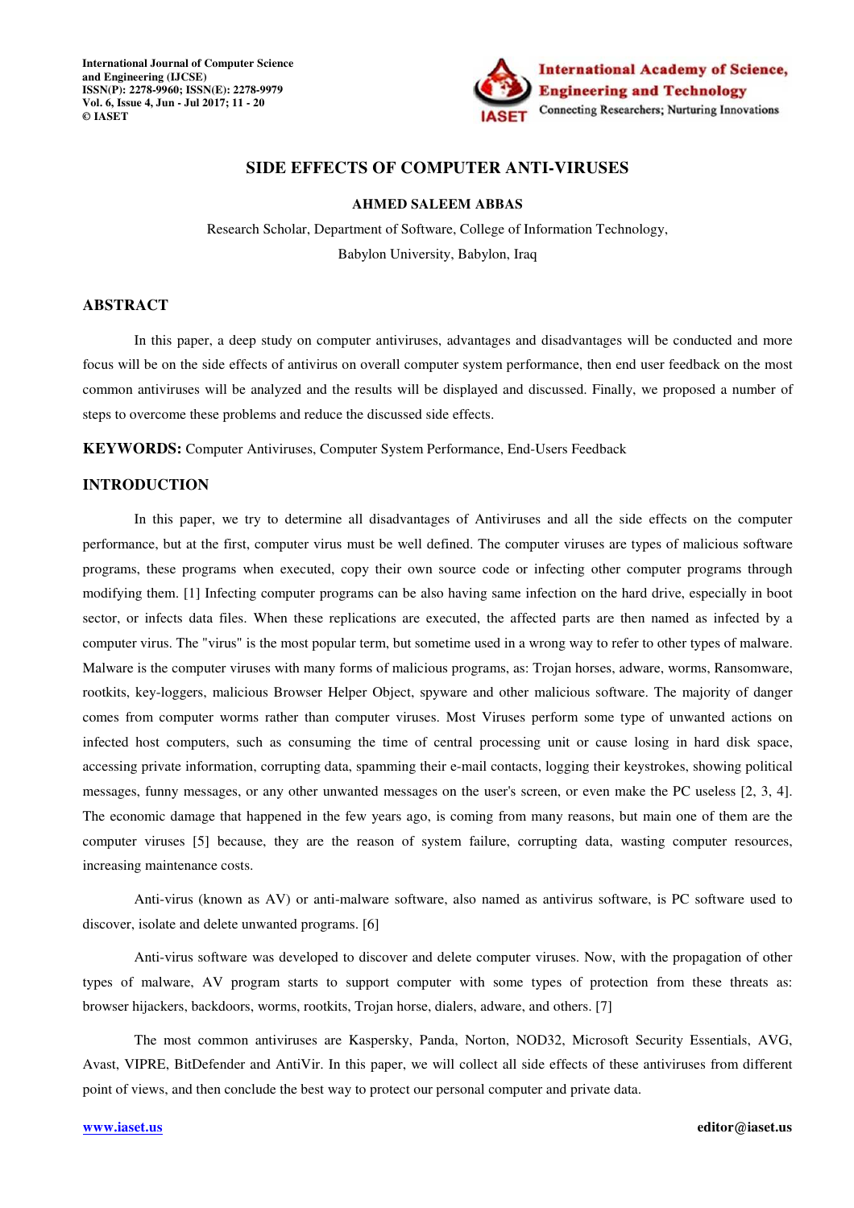# SIDE EFFECTS OF COMPUTER ANTI-VIRUSES

**AHMED SALEEM ABBAS**

Research Scholar, Department of Software, College of Information Technology,
Babylon University, Babylon, Iraq

## ABSTRACT

In this paper, a deep study on computer antiviruses, advantages and disadvantages will be conducted and more focus will be on the side effects of antivirus on overall computer system performance, then end user feedback on the most common antiviruses will be analyzed and the results will be displayed and discussed. Finally, we proposed a number of steps to overcome these problems and reduce the discussed side effects.

**KEYWORDS:** Computer Antiviruses, Computer System Performance, End-Users Feedback

## INTRODUCTION

In this paper, we try to determine all disadvantages of Antiviruses and all the side effects on the computer performance, but at the first, computer virus must be well defined. The computer viruses are types of malicious software programs, these programs when executed, copy their own source code or infecting other computer programs through modifying them. [1] Infecting computer programs can be also having same infection on the hard drive, especially in boot sector, or infects data files. When these replications are executed, the affected parts are then named as infected by a computer virus. The "virus" is the most popular term, but sometime used in a wrong way to refer to other types of malware. Malware is the computer viruses with many forms of malicious programs, as: Trojan horses, adware, worms, Ransomware, rootkits, key-loggers, malicious Browser Helper Object, spyware and other malicious software. The majority of danger comes from computer worms rather than computer viruses. Most Viruses perform some type of unwanted actions on infected host computers, such as consuming the time of central processing unit or cause losing in hard disk space, accessing private information, corrupting data, spamming their e-mail contacts, logging their keystrokes, showing political messages, funny messages, or any other unwanted messages on the user's screen, or even make the PC useless [2, 3, 4]. The economic damage that happened in the few years ago, is coming from many reasons, but main one of them are the computer viruses [5] because, they are the reason of system failure, corrupting data, wasting computer resources, increasing maintenance costs.

Anti-virus (known as AV) or anti-malware software, also named as antivirus software, is PC software used to discover, isolate and delete unwanted programs. [6]

Anti-virus software was developed to discover and delete computer viruses. Now, with the propagation of other types of malware, AV program starts to support computer with some types of protection from these threats as: browser hijackers, backdoors, worms, rootkits, Trojan horse, dialers, adware, and others. [7]

The most common antiviruses are Kaspersky, Panda, Norton, NOD32, Microsoft Security Essentials, AVG, Avast, VIPRE, BitDefender and AntiVir. In this paper, we will collect all side effects of these antiviruses from different point of views, and then conclude the best way to protect our personal computer and private data.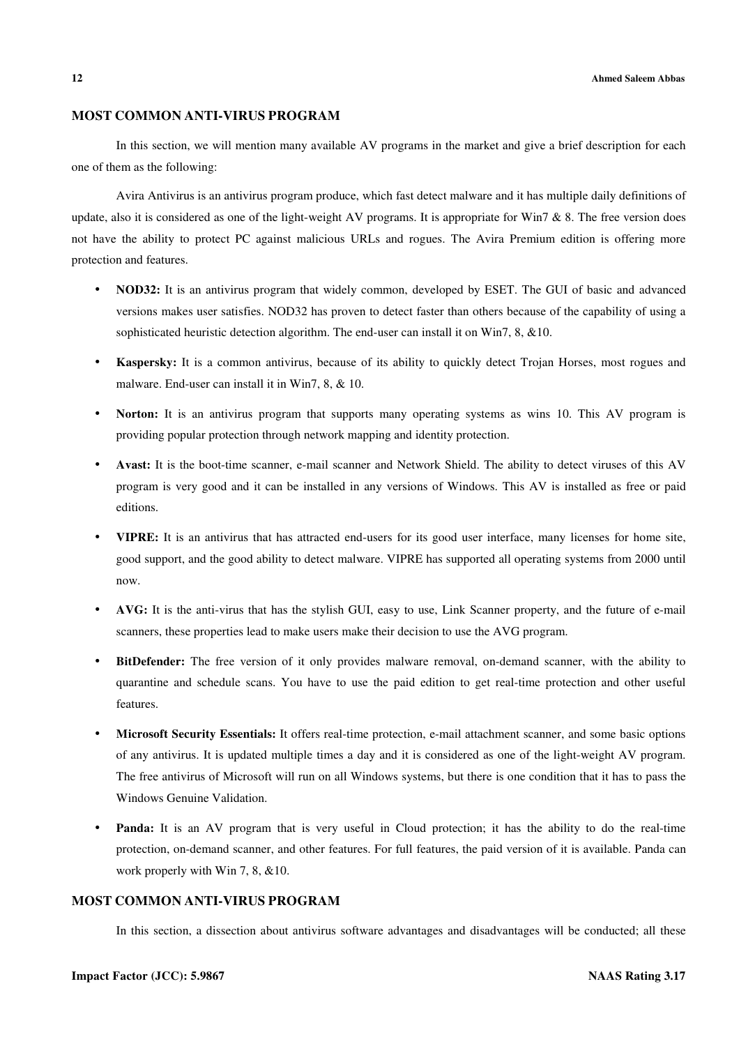## MOST COMMON ANTI-VIRUS PROGRAM

In this section, we will mention many available AV programs in the market and give a brief description for each one of them as the following:

Avira Antivirus is an antivirus program produce, which fast detect malware and it has multiple daily definitions of update, also it is considered as one of the light-weight AV programs. It is appropriate for Win7 & 8. The free version does not have the ability to protect PC against malicious URLs and rogues. The Avira Premium edition is offering more protection and features.

- **NOD32:** It is an antivirus program that widely common, developed by ESET. The GUI of basic and advanced versions makes user satisfies. NOD32 has proven to detect faster than others because of the capability of using a sophisticated heuristic detection algorithm. The end-user can install it on Win7, 8, &10.
- **Kaspersky:** It is a common antivirus, because of its ability to quickly detect Trojan Horses, most rogues and malware. End-user can install it in Win7, 8, & 10.
- **Norton:** It is an antivirus program that supports many operating systems as wins 10. This AV program is providing popular protection through network mapping and identity protection.
- **Avast:** It is the boot-time scanner, e-mail scanner and Network Shield. The ability to detect viruses of this AV program is very good and it can be installed in any versions of Windows. This AV is installed as free or paid editions.
- **VIPRE:** It is an antivirus that has attracted end-users for its good user interface, many licenses for home site, good support, and the good ability to detect malware. VIPRE has supported all operating systems from 2000 until now.
- **AVG:** It is the anti-virus that has the stylish GUI, easy to use, Link Scanner property, and the future of e-mail scanners, these properties lead to make users make their decision to use the AVG program.
- **BitDefender:** The free version of it only provides malware removal, on-demand scanner, with the ability to quarantine and schedule scans. You have to use the paid edition to get real-time protection and other useful features.
- **Microsoft Security Essentials:** It offers real-time protection, e-mail attachment scanner, and some basic options of any antivirus. It is updated multiple times a day and it is considered as one of the light-weight AV program. The free antivirus of Microsoft will run on all Windows systems, but there is one condition that it has to pass the Windows Genuine Validation.
- **Panda:** It is an AV program that is very useful in Cloud protection; it has the ability to do the real-time protection, on-demand scanner, and other features. For full features, the paid version of it is available. Panda can work properly with Win 7, 8, &10.

## MOST COMMON ANTI-VIRUS PROGRAM

In this section, a dissection about antivirus software advantages and disadvantages will be conducted; all these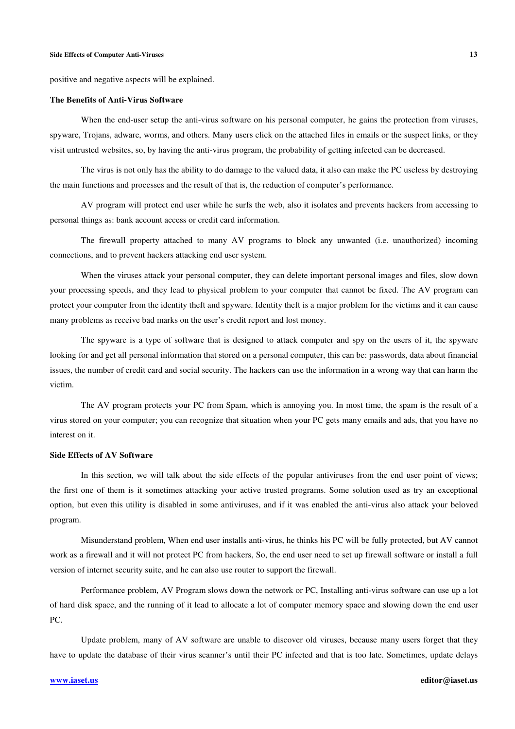positive and negative aspects will be explained.

### The Benefits of Anti-Virus Software

When the end-user setup the anti-virus software on his personal computer, he gains the protection from viruses, spyware, Trojans, adware, worms, and others. Many users click on the attached files in emails or the suspect links, or they visit untrusted websites, so, by having the anti-virus program, the probability of getting infected can be decreased.

The virus is not only has the ability to do damage to the valued data, it also can make the PC useless by destroying the main functions and processes and the result of that is, the reduction of computer's performance.

AV program will protect end user while he surfs the web, also it isolates and prevents hackers from accessing to personal things as: bank account access or credit card information.

The firewall property attached to many AV programs to block any unwanted (i.e. unauthorized) incoming connections, and to prevent hackers attacking end user system.

When the viruses attack your personal computer, they can delete important personal images and files, slow down your processing speeds, and they lead to physical problem to your computer that cannot be fixed. The AV program can protect your computer from the identity theft and spyware. Identity theft is a major problem for the victims and it can cause many problems as receive bad marks on the user's credit report and lost money.

The spyware is a type of software that is designed to attack computer and spy on the users of it, the spyware looking for and get all personal information that stored on a personal computer, this can be: passwords, data about financial issues, the number of credit card and social security. The hackers can use the information in a wrong way that can harm the victim.

The AV program protects your PC from Spam, which is annoying you. In most time, the spam is the result of a virus stored on your computer; you can recognize that situation when your PC gets many emails and ads, that you have no interest on it.

### Side Effects of AV Software

In this section, we will talk about the side effects of the popular antiviruses from the end user point of views; the first one of them is it sometimes attacking your active trusted programs. Some solution used as try an exceptional option, but even this utility is disabled in some antiviruses, and if it was enabled the anti-virus also attack your beloved program.

Misunderstand problem, When end user installs anti-virus, he thinks his PC will be fully protected, but AV cannot work as a firewall and it will not protect PC from hackers, So, the end user need to set up firewall software or install a full version of internet security suite, and he can also use router to support the firewall.

Performance problem, AV Program slows down the network or PC, Installing anti-virus software can use up a lot of hard disk space, and the running of it lead to allocate a lot of computer memory space and slowing down the end user PC.

Update problem, many of AV software are unable to discover old viruses, because many users forget that they have to update the database of their virus scanner's until their PC infected and that is too late. Sometimes, update delays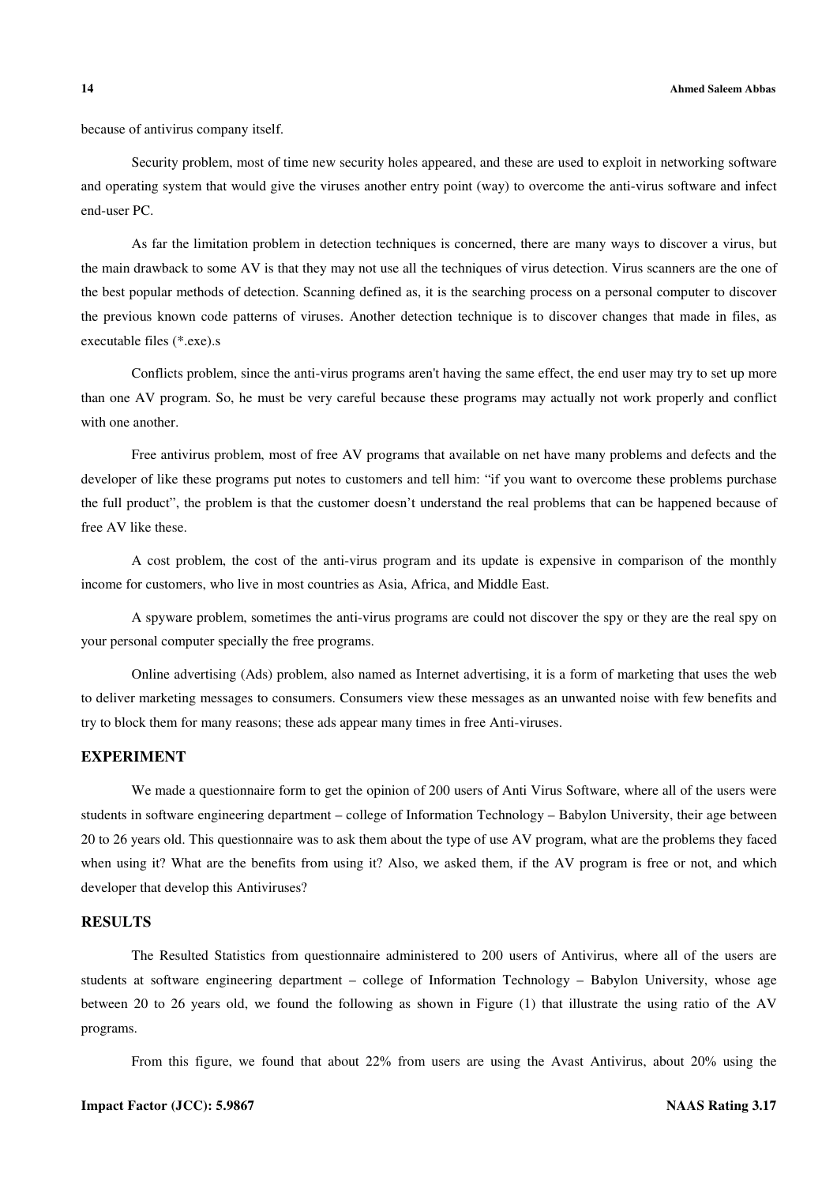because of antivirus company itself.

Security problem, most of time new security holes appeared, and these are used to exploit in networking software and operating system that would give the viruses another entry point (way) to overcome the anti-virus software and infect end-user PC.

As far the limitation problem in detection techniques is concerned, there are many ways to discover a virus, but the main drawback to some AV is that they may not use all the techniques of virus detection. Virus scanners are the one of the best popular methods of detection. Scanning defined as, it is the searching process on a personal computer to discover the previous known code patterns of viruses. Another detection technique is to discover changes that made in files, as executable files (*.exe).s

Conflicts problem, since the anti-virus programs aren't having the same effect, the end user may try to set up more than one AV program. So, he must be very careful because these programs may actually not work properly and conflict with one another.

Free antivirus problem, most of free AV programs that available on net have many problems and defects and the developer of like these programs put notes to customers and tell him: "if you want to overcome these problems purchase the full product", the problem is that the customer doesn't understand the real problems that can be happened because of free AV like these.

A cost problem, the cost of the anti-virus program and its update is expensive in comparison of the monthly income for customers, who live in most countries as Asia, Africa, and Middle East.

A spyware problem, sometimes the anti-virus programs are could not discover the spy or they are the real spy on your personal computer specially the free programs.

Online advertising (Ads) problem, also named as Internet advertising, it is a form of marketing that uses the web to deliver marketing messages to consumers. Consumers view these messages as an unwanted noise with few benefits and try to block them for many reasons; these ads appear many times in free Anti-viruses.

## EXPERIMENT

We made a questionnaire form to get the opinion of 200 users of Anti Virus Software, where all of the users were students in software engineering department – college of Information Technology – Babylon University, their age between 20 to 26 years old. This questionnaire was to ask them about the type of use AV program, what are the problems they faced when using it? What are the benefits from using it? Also, we asked them, if the AV program is free or not, and which developer that develop this Antiviruses?

## RESULTS

The Resulted Statistics from questionnaire administered to 200 users of Antivirus, where all of the users are students at software engineering department – college of Information Technology – Babylon University, whose age between 20 to 26 years old, we found the following as shown in Figure (1) that illustrate the using ratio of the AV programs.

From this figure, we found that about 22% from users are using the Avast Antivirus, about 20% using the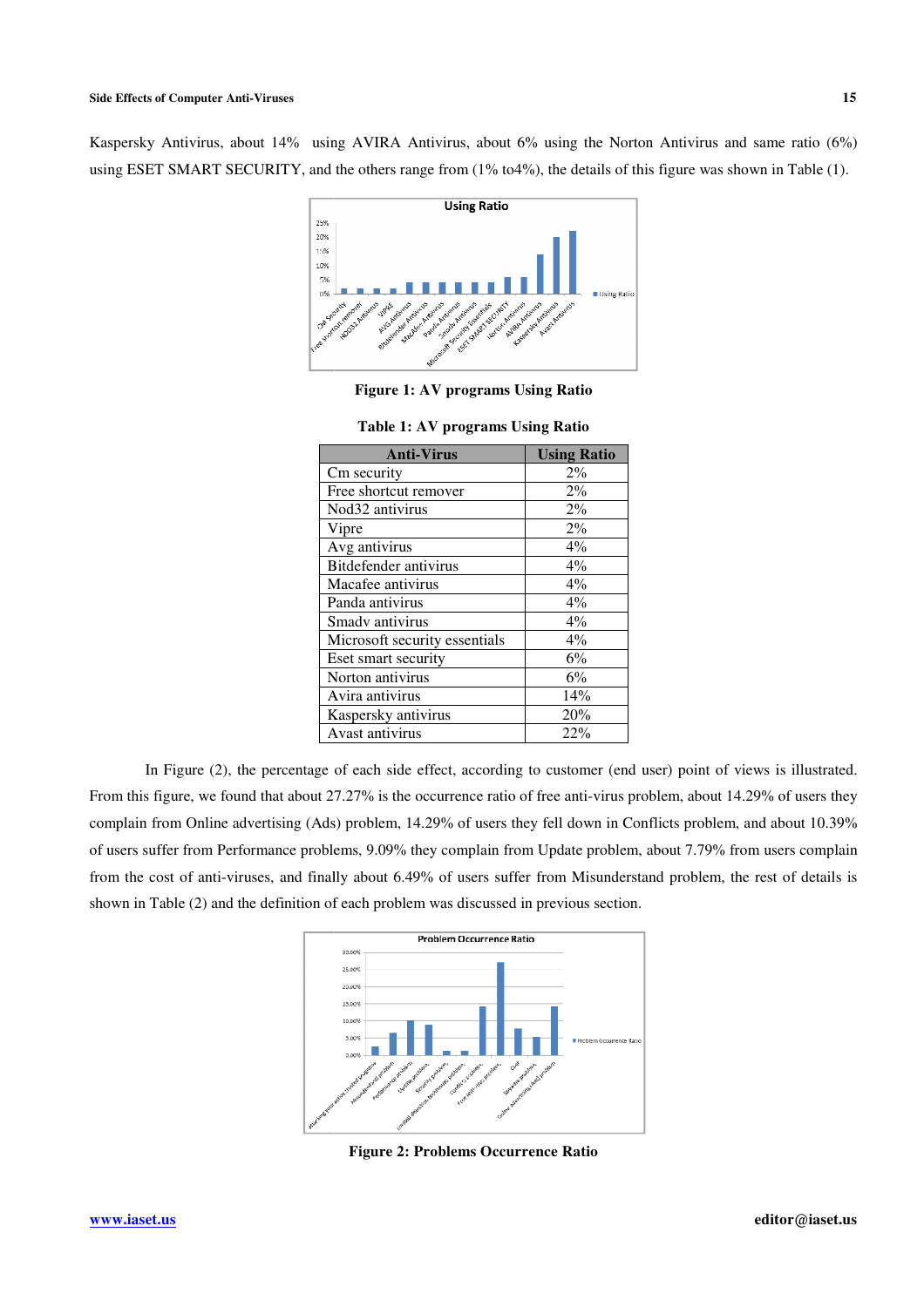Kaspersky Antivirus, about 14% using AVIRA Antivirus, about 6% using the Norton Antivirus and same ratio (6%) using ESET SMART SECURITY, and the others range from (1% to4%), the details of this figure was shown in Table (1).

**Figure 1: AV programs Using Ratio**

**Table 1: AV programs Using Ratio**

| Anti-Virus | Using Ratio |
|---|---|
| Cm security | 2% |
| Free shortcut remover | 2% |
| Nod32 antivirus | 2% |
| Vipre | 2% |
| Avg antivirus | 4% |
| Bitdefender antivirus | 4% |
| Macafee antivirus | 4% |
| Panda antivirus | 4% |
| Smadv antivirus | 4% |
| Microsoft security essentials | 4% |
| Eset smart security | 6% |
| Norton antivirus | 6% |
| Avira antivirus | 14% |
| Kaspersky antivirus | 20% |
| Avast antivirus | 22% |

In Figure (2), the percentage of each side effect, according to customer (end user) point of views is illustrated. From this figure, we found that about 27.27% is the occurrence ratio of free anti-virus problem, about 14.29% of users they complain from Online advertising (Ads) problem, 14.29% of users they fell down in Conflicts problem, and about 10.39% of users suffer from Performance problems, 9.09% they complain from Update problem, about 7.79% from users complain from the cost of anti-viruses, and finally about 6.49% of users suffer from Misunderstand problem, the rest of details is shown in Table (2) and the definition of each problem was discussed in previous section.

**Figure 2: Problems Occurrence Ratio**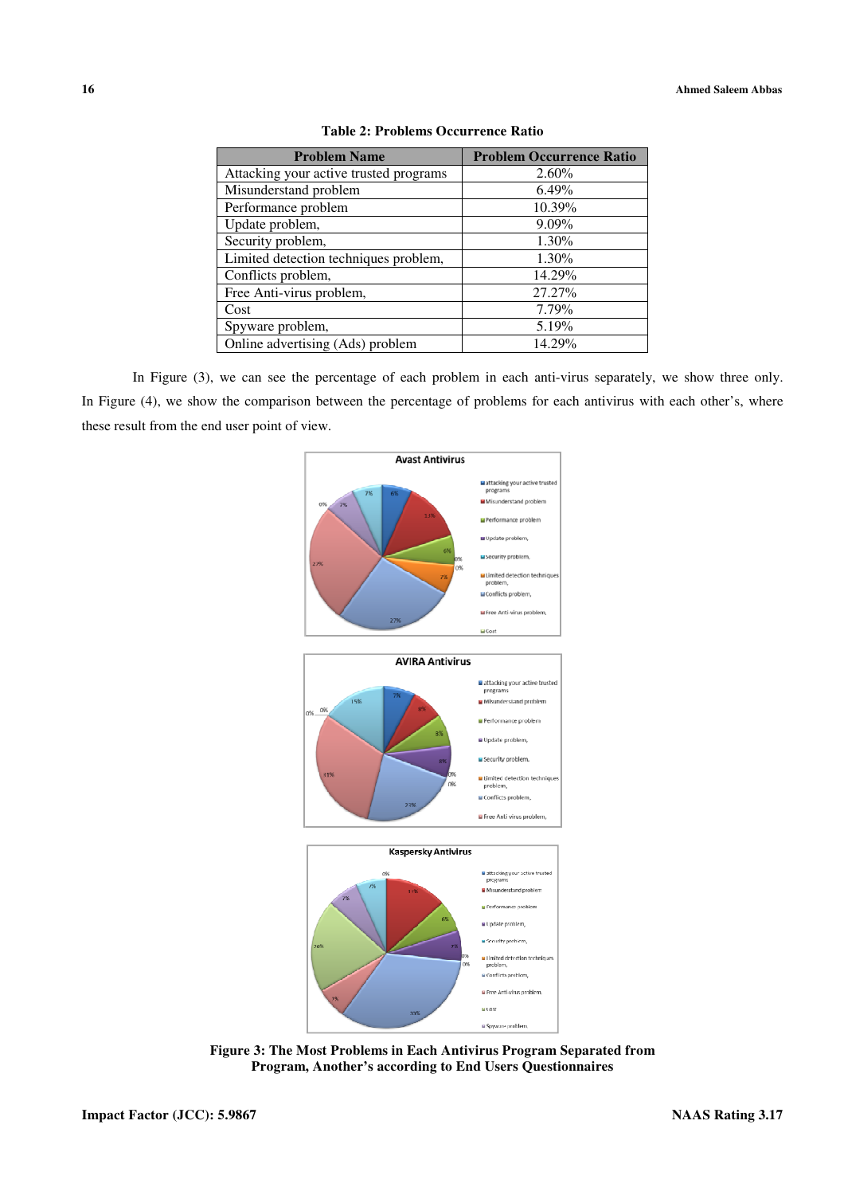**Table 2: Problems Occurrence Ratio**

| Problem Name | Problem Occurrence Ratio |
|---|---|
| Attacking your active trusted programs | 2.60% |
| Misunderstand problem | 6.49% |
| Performance problem | 10.39% |
| Update problem, | 9.09% |
| Security problem, | 1.30% |
| Limited detection techniques problem, | 1.30% |
| Conflicts problem, | 14.29% |
| Free Anti-virus problem, | 27.27% |
| Cost | 7.79% |
| Spyware problem, | 5.19% |
| Online advertising (Ads) problem | 14.29% |

In Figure (3), we can see the percentage of each problem in each anti-virus separately, we show three only. In Figure (4), we show the comparison between the percentage of problems for each antivirus with each other's, where these result from the end user point of view.

**Figure 3: The Most Problems in Each Antivirus Program Separated from Program, Another's according to End Users Questionnaires**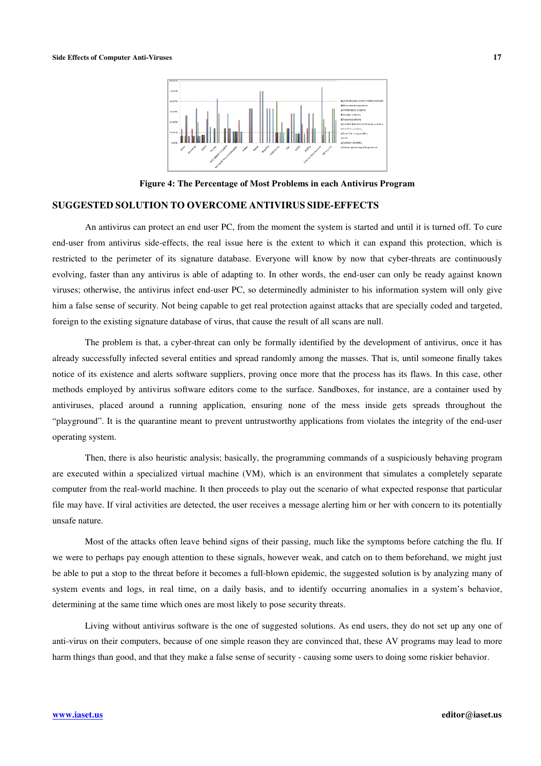**Figure 4: The Percentage of Most Problems in each Antivirus Program**

## SUGGESTED SOLUTION TO OVERCOME ANTIVIRUS SIDE-EFFECTS

An antivirus can protect an end user PC, from the moment the system is started and until it is turned off. To cure end-user from antivirus side-effects, the real issue here is the extent to which it can expand this protection, which is restricted to the perimeter of its signature database. Everyone will know by now that cyber-threats are continuously evolving, faster than any antivirus is able of adapting to. In other words, the end-user can only be ready against known viruses; otherwise, the antivirus infect end-user PC, so determinedly administer to his information system will only give him a false sense of security. Not being capable to get real protection against attacks that are specially coded and targeted, foreign to the existing signature database of virus, that cause the result of all scans are null.

The problem is that, a cyber-threat can only be formally identified by the development of antivirus, once it has already successfully infected several entities and spread randomly among the masses. That is, until someone finally takes notice of its existence and alerts software suppliers, proving once more that the process has its flaws. In this case, other methods employed by antivirus software editors come to the surface. Sandboxes, for instance, are a container used by antiviruses, placed around a running application, ensuring none of the mess inside gets spreads throughout the "playground". It is the quarantine meant to prevent untrustworthy applications from violates the integrity of the end-user operating system.

Then, there is also heuristic analysis; basically, the programming commands of a suspiciously behaving program are executed within a specialized virtual machine (VM), which is an environment that simulates a completely separate computer from the real-world machine. It then proceeds to play out the scenario of what expected response that particular file may have. If viral activities are detected, the user receives a message alerting him or her with concern to its potentially unsafe nature.

Most of the attacks often leave behind signs of their passing, much like the symptoms before catching the flu. If we were to perhaps pay enough attention to these signals, however weak, and catch on to them beforehand, we might just be able to put a stop to the threat before it becomes a full-blown epidemic, the suggested solution is by analyzing many of system events and logs, in real time, on a daily basis, and to identify occurring anomalies in a system's behavior, determining at the same time which ones are most likely to pose security threats.

Living without antivirus software is the one of suggested solutions. As end users, they do not set up any one of anti-virus on their computers, because of one simple reason they are convinced that, these AV programs may lead to more harm things than good, and that they make a false sense of security - causing some users to doing some riskier behavior.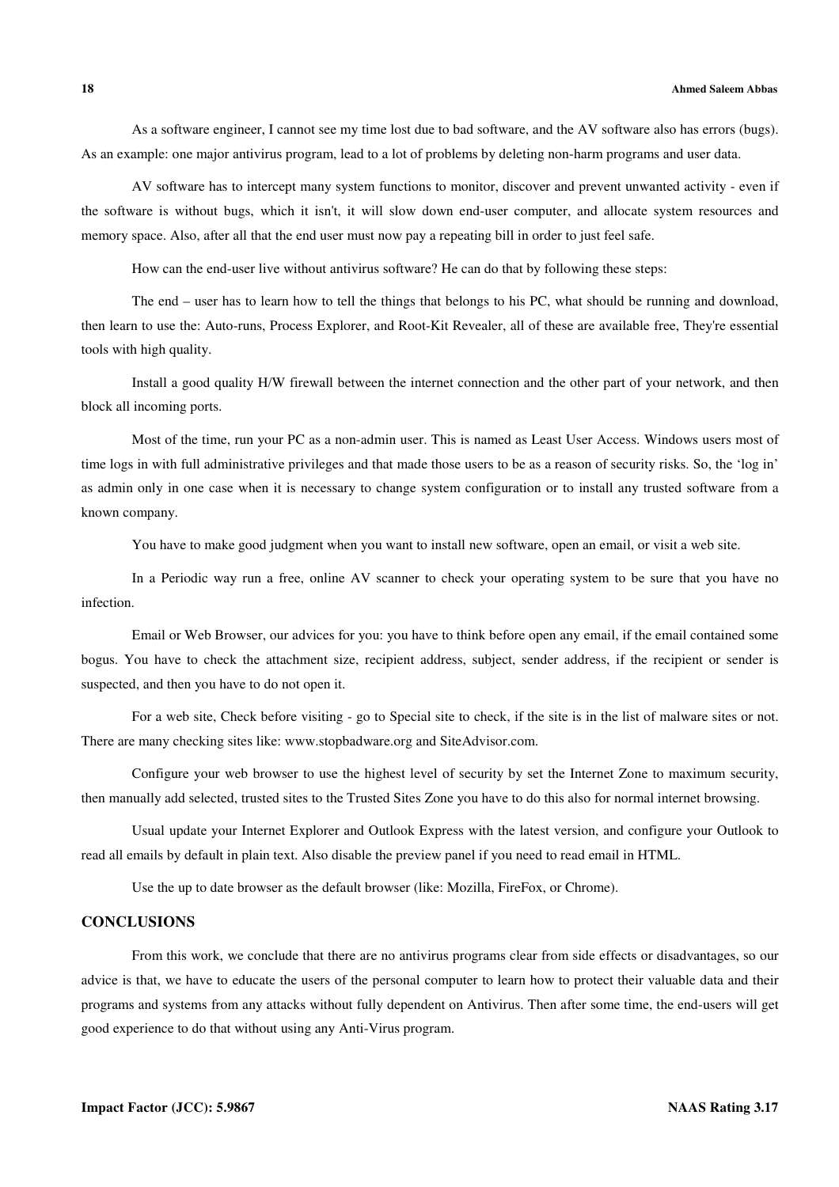As a software engineer, I cannot see my time lost due to bad software, and the AV software also has errors (bugs). As an example: one major antivirus program, lead to a lot of problems by deleting non-harm programs and user data.

AV software has to intercept many system functions to monitor, discover and prevent unwanted activity - even if the software is without bugs, which it isn't, it will slow down end-user computer, and allocate system resources and memory space. Also, after all that the end user must now pay a repeating bill in order to just feel safe.

How can the end-user live without antivirus software? He can do that by following these steps:

The end – user has to learn how to tell the things that belongs to his PC, what should be running and download, then learn to use the: Auto-runs, Process Explorer, and Root-Kit Revealer, all of these are available free, They're essential tools with high quality.

Install a good quality H/W firewall between the internet connection and the other part of your network, and then block all incoming ports.

Most of the time, run your PC as a non-admin user. This is named as Least User Access. Windows users most of time logs in with full administrative privileges and that made those users to be as a reason of security risks. So, the 'log in' as admin only in one case when it is necessary to change system configuration or to install any trusted software from a known company.

You have to make good judgment when you want to install new software, open an email, or visit a web site.

In a Periodic way run a free, online AV scanner to check your operating system to be sure that you have no infection.

Email or Web Browser, our advices for you: you have to think before open any email, if the email contained some bogus. You have to check the attachment size, recipient address, subject, sender address, if the recipient or sender is suspected, and then you have to do not open it.

For a web site, Check before visiting - go to Special site to check, if the site is in the list of malware sites or not. There are many checking sites like: www.stopbadware.org and SiteAdvisor.com.

Configure your web browser to use the highest level of security by set the Internet Zone to maximum security, then manually add selected, trusted sites to the Trusted Sites Zone you have to do this also for normal internet browsing.

Usual update your Internet Explorer and Outlook Express with the latest version, and configure your Outlook to read all emails by default in plain text. Also disable the preview panel if you need to read email in HTML.

Use the up to date browser as the default browser (like: Mozilla, FireFox, or Chrome).

## CONCLUSIONS

From this work, we conclude that there are no antivirus programs clear from side effects or disadvantages, so our advice is that, we have to educate the users of the personal computer to learn how to protect their valuable data and their programs and systems from any attacks without fully dependent on Antivirus. Then after some time, the end-users will get good experience to do that without using any Anti-Virus program.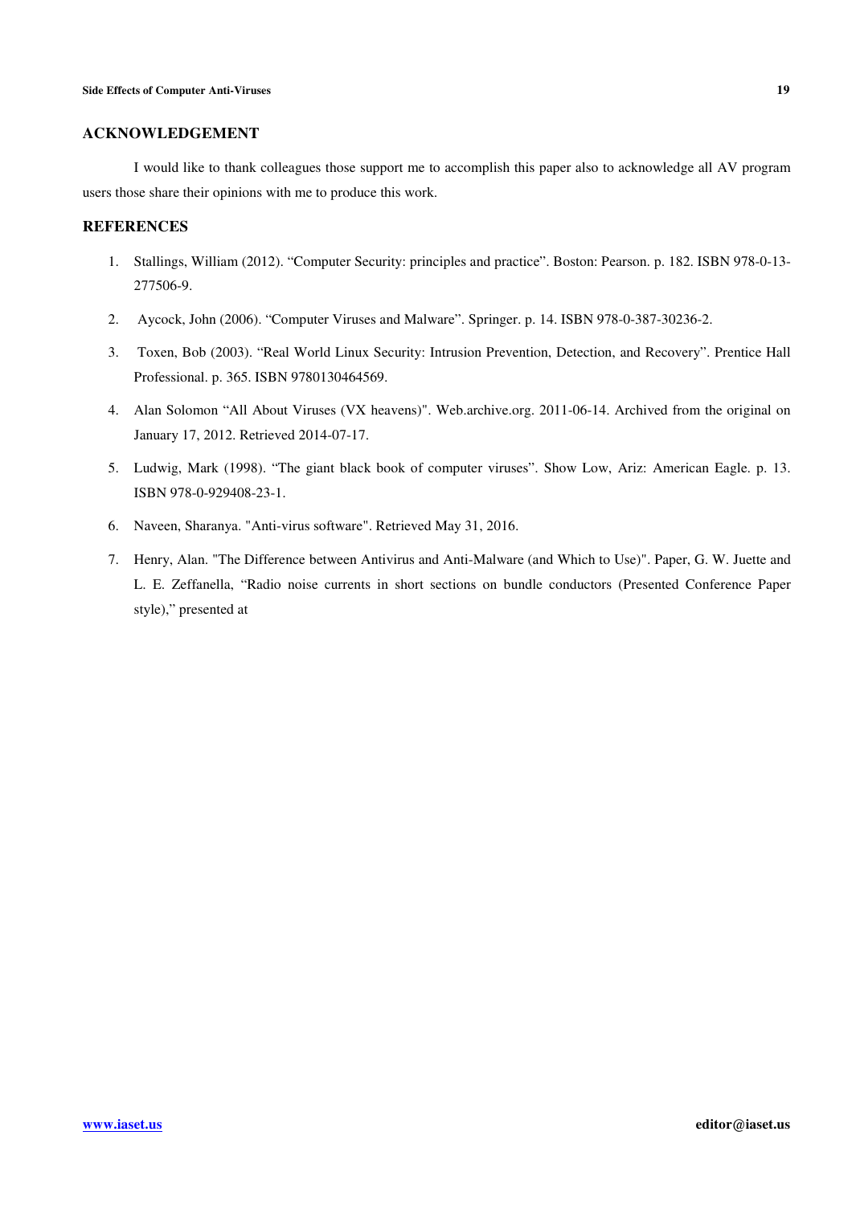## ACKNOWLEDGEMENT

I would like to thank colleagues those support me to accomplish this paper also to acknowledge all AV program users those share their opinions with me to produce this work.

## REFERENCES

1. Stallings, William (2012). "Computer Security: principles and practice". Boston: Pearson. p. 182. ISBN 978-0-13-277506-9.
2. Aycock, John (2006). "Computer Viruses and Malware". Springer. p. 14. ISBN 978-0-387-30236-2.
3. Toxen, Bob (2003). "Real World Linux Security: Intrusion Prevention, Detection, and Recovery". Prentice Hall Professional. p. 365. ISBN 9780130464569.
4. Alan Solomon "All About Viruses (VX heavens)". Web.archive.org. 2011-06-14. Archived from the original on January 17, 2012. Retrieved 2014-07-17.
5. Ludwig, Mark (1998). "The giant black book of computer viruses". Show Low, Ariz: American Eagle. p. 13. ISBN 978-0-929408-23-1.
6. Naveen, Sharanya. "Anti-virus software". Retrieved May 31, 2016.
7. Henry, Alan. "The Difference between Antivirus and Anti-Malware (and Which to Use)". Paper, G. W. Juette and L. E. Zeffanella, "Radio noise currents in short sections on bundle conductors (Presented Conference Paper style)," presented at